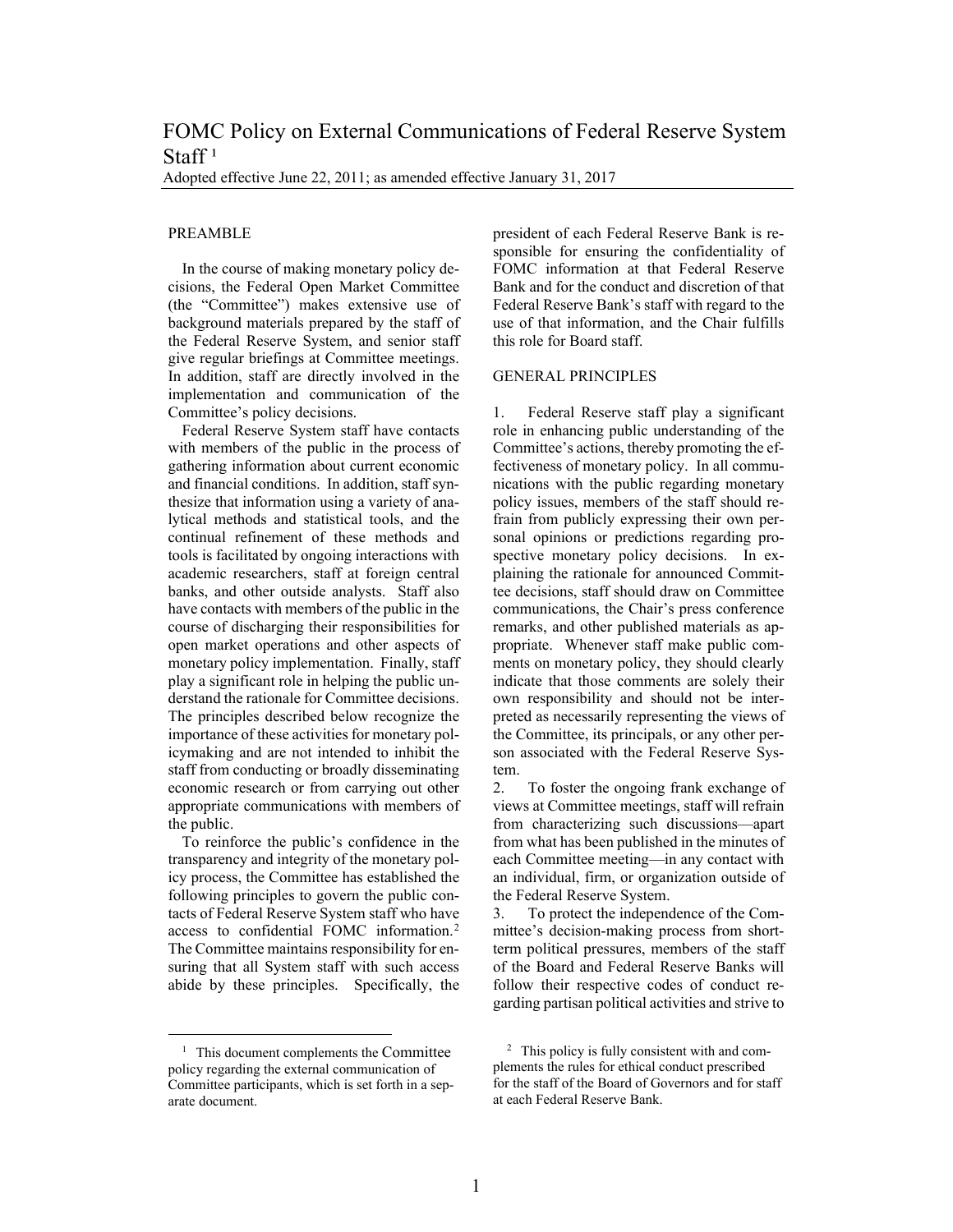# FOMC Policy on External Communications of Federal Reserve System Staff [1]

Adopted effective June 22, 2011; as amended effective January 31, 2017

## PREAMBLE

In the course of making monetary policy decisions, the Federal Open Market Committee (the "Committee") makes extensive use of background materials prepared by the staff of the Federal Reserve System, and senior staff give regular briefings at Committee meetings. In addition, staff are directly involved in the implementation and communication of the Committee's policy decisions.

Federal Reserve System staff have contacts with members of the public in the process of gathering information about current economic and financial conditions. In addition, staff synthesize that information using a variety of analytical methods and statistical tools, and the continual refinement of these methods and tools is facilitated by ongoing interactions with academic researchers, staff at foreign central banks, and other outside analysts. Staff also have contacts with members of the public in the course of discharging their responsibilities for open market operations and other aspects of monetary policy implementation. Finally, staff play a significant role in helping the public understand the rationale for Committee decisions. The principles described below recognize the importance of these activities for monetary policymaking and are not intended to inhibit the staff from conducting or broadly disseminating economic research or from carrying out other appropriate communications with members of the public.

To reinforce the public's confidence in the transparency and integrity of the monetary policy process, the Committee has established the following principles to govern the public contacts of Federal Reserve System staff who have access to confidential FOMC information.[2] The Committee maintains responsibility for ensuring that all System staff with such access abide by these principles. Specifically, the president of each Federal Reserve Bank is responsible for ensuring the confidentiality of FOMC information at that Federal Reserve Bank and for the conduct and discretion of that Federal Reserve Bank's staff with regard to the use of that information, and the Chair fulfills this role for Board staff.

## GENERAL PRINCIPLES

1. Federal Reserve staff play a significant role in enhancing public understanding of the Committee's actions, thereby promoting the effectiveness of monetary policy. In all communications with the public regarding monetary policy issues, members of the staff should refrain from publicly expressing their own personal opinions or predictions regarding prospective monetary policy decisions. In explaining the rationale for announced Committee decisions, staff should draw on Committee communications, the Chair's press conference remarks, and other published materials as appropriate. Whenever staff make public comments on monetary policy, they should clearly indicate that those comments are solely their own responsibility and should not be interpreted as necessarily representing the views of the Committee, its principals, or any other person associated with the Federal Reserve System.
2. To foster the ongoing frank exchange of views at Committee meetings, staff will refrain from characterizing such discussions—apart from what has been published in the minutes of each Committee meeting—in any contact with an individual, firm, or organization outside of the Federal Reserve System.
3. To protect the independence of the Committee's decision-making process from short-term political pressures, members of the staff of the Board and Federal Reserve Banks will follow their respective codes of conduct regarding partisan political activities and strive to

---

[1] This document complements the Committee policy regarding the external communication of Committee participants, which is set forth in a separate document.

[2] This policy is fully consistent with and complements the rules for ethical conduct prescribed for the staff of the Board of Governors and for staff at each Federal Reserve Bank.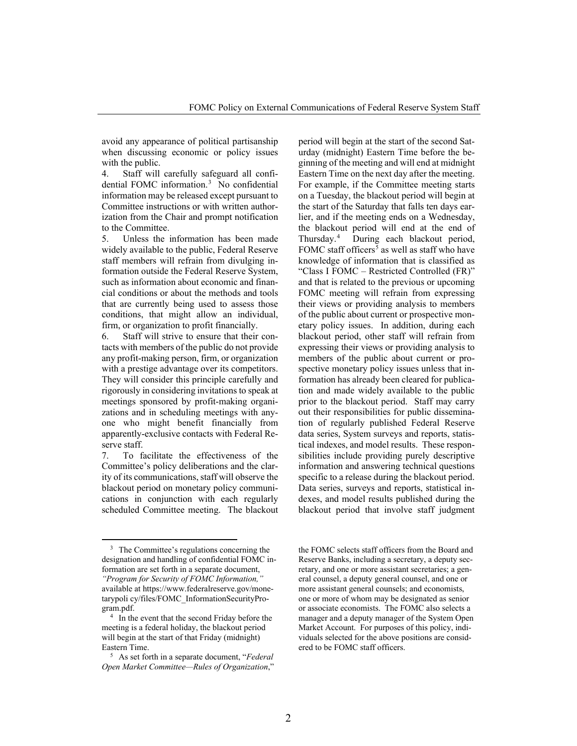avoid any appearance of political partisanship when discussing economic or policy issues with the public.

4. Staff will carefully safeguard all confidential FOMC information.[3] No confidential information may be released except pursuant to Committee instructions or with written authorization from the Chair and prompt notification to the Committee.

5. Unless the information has been made widely available to the public, Federal Reserve staff members will refrain from divulging information outside the Federal Reserve System, such as information about economic and financial conditions or about the methods and tools that are currently being used to assess those conditions, that might allow an individual, firm, or organization to profit financially.

6. Staff will strive to ensure that their contacts with members of the public do not provide any profit-making person, firm, or organization with a prestige advantage over its competitors. They will consider this principle carefully and rigorously in considering invitations to speak at meetings sponsored by profit-making organizations and in scheduling meetings with anyone who might benefit financially from apparently-exclusive contacts with Federal Reserve staff.

7. To facilitate the effectiveness of the Committee's policy deliberations and the clarity of its communications, staff will observe the blackout period on monetary policy communications in conjunction with each regularly scheduled Committee meeting. The blackout period will begin at the start of the second Saturday (midnight) Eastern Time before the beginning of the meeting and will end at midnight Eastern Time on the next day after the meeting. For example, if the Committee meeting starts on a Tuesday, the blackout period will begin at the start of the Saturday that falls ten days earlier, and if the meeting ends on a Wednesday, the blackout period will end at the end of Thursday.[4] During each blackout period, FOMC staff officers[5] as well as staff who have knowledge of information that is classified as "Class I FOMC – Restricted Controlled (FR)" and that is related to the previous or upcoming FOMC meeting will refrain from expressing their views or providing analysis to members of the public about current or prospective monetary policy issues. In addition, during each blackout period, other staff will refrain from expressing their views or providing analysis to members of the public about current or prospective monetary policy issues unless that information has already been cleared for publication and made widely available to the public prior to the blackout period. Staff may carry out their responsibilities for public dissemination of regularly published Federal Reserve data series, System surveys and reports, statistical indexes, and model results. These responsibilities include providing purely descriptive information and answering technical questions specific to a release during the blackout period. Data series, surveys and reports, statistical indexes, and model results published during the blackout period that involve staff judgment

---

[3] The Committee's regulations concerning the designation and handling of confidential FOMC information are set forth in a separate document, *"Program for Security of FOMC Information,"* available at https://www.federalreserve.gov/monetarypolicy/files/FOMC_InformationSecurityProgram.pdf.

[4] In the event that the second Friday before the meeting is a federal holiday, the blackout period will begin at the start of that Friday (midnight) Eastern Time.

[5] As set forth in a separate document, "*Federal Open Market Committee—Rules of Organization*," the FOMC selects staff officers from the Board and Reserve Banks, including a secretary, a deputy secretary, and one or more assistant secretaries; a general counsel, a deputy general counsel, and one or more assistant general counsels; and economists, one or more of whom may be designated as senior or associate economists. The FOMC also selects a manager and a deputy manager of the System Open Market Account. For purposes of this policy, individuals selected for the above positions are considered to be FOMC staff officers.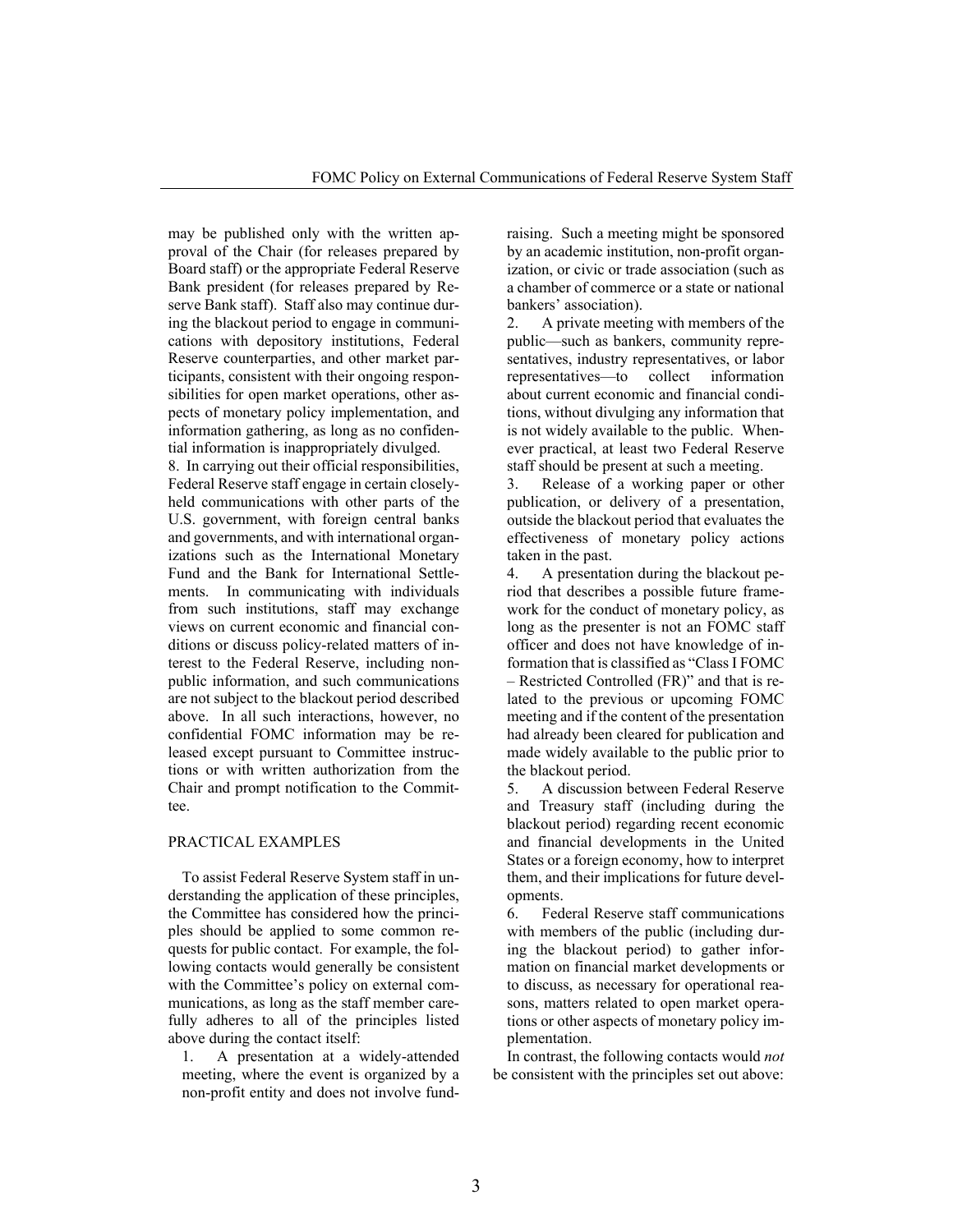may be published only with the written approval of the Chair (for releases prepared by Board staff) or the appropriate Federal Reserve Bank president (for releases prepared by Reserve Bank staff). Staff also may continue during the blackout period to engage in communications with depository institutions, Federal Reserve counterparties, and other market participants, consistent with their ongoing responsibilities for open market operations, other aspects of monetary policy implementation, and information gathering, as long as no confidential information is inappropriately divulged.

8. In carrying out their official responsibilities, Federal Reserve staff engage in certain closely-held communications with other parts of the U.S. government, with foreign central banks and governments, and with international organizations such as the International Monetary Fund and the Bank for International Settlements. In communicating with individuals from such institutions, staff may exchange views on current economic and financial conditions or discuss policy-related matters of interest to the Federal Reserve, including nonpublic information, and such communications are not subject to the blackout period described above. In all such interactions, however, no confidential FOMC information may be released except pursuant to Committee instructions or with written authorization from the Chair and prompt notification to the Committee.

## PRACTICAL EXAMPLES

To assist Federal Reserve System staff in understanding the application of these principles, the Committee has considered how the principles should be applied to some common requests for public contact. For example, the following contacts would generally be consistent with the Committee's policy on external communications, as long as the staff member carefully adheres to all of the principles listed above during the contact itself:

1. A presentation at a widely-attended meeting, where the event is organized by a non-profit entity and does not involve fundraising. Such a meeting might be sponsored by an academic institution, non-profit organization, or civic or trade association (such as a chamber of commerce or a state or national bankers' association).
2. A private meeting with members of the public—such as bankers, community representatives, industry representatives, or labor representatives—to collect information about current economic and financial conditions, without divulging any information that is not widely available to the public. Whenever practical, at least two Federal Reserve staff should be present at such a meeting.
3. Release of a working paper or other publication, or delivery of a presentation, outside the blackout period that evaluates the effectiveness of monetary policy actions taken in the past.
4. A presentation during the blackout period that describes a possible future framework for the conduct of monetary policy, as long as the presenter is not an FOMC staff officer and does not have knowledge of information that is classified as "Class I FOMC – Restricted Controlled (FR)" and that is related to the previous or upcoming FOMC meeting and if the content of the presentation had already been cleared for publication and made widely available to the public prior to the blackout period.
5. A discussion between Federal Reserve and Treasury staff (including during the blackout period) regarding recent economic and financial developments in the United States or a foreign economy, how to interpret them, and their implications for future developments.
6. Federal Reserve staff communications with members of the public (including during the blackout period) to gather information on financial market developments or to discuss, as necessary for operational reasons, matters related to open market operations or other aspects of monetary policy implementation.

In contrast, the following contacts would *not* be consistent with the principles set out above: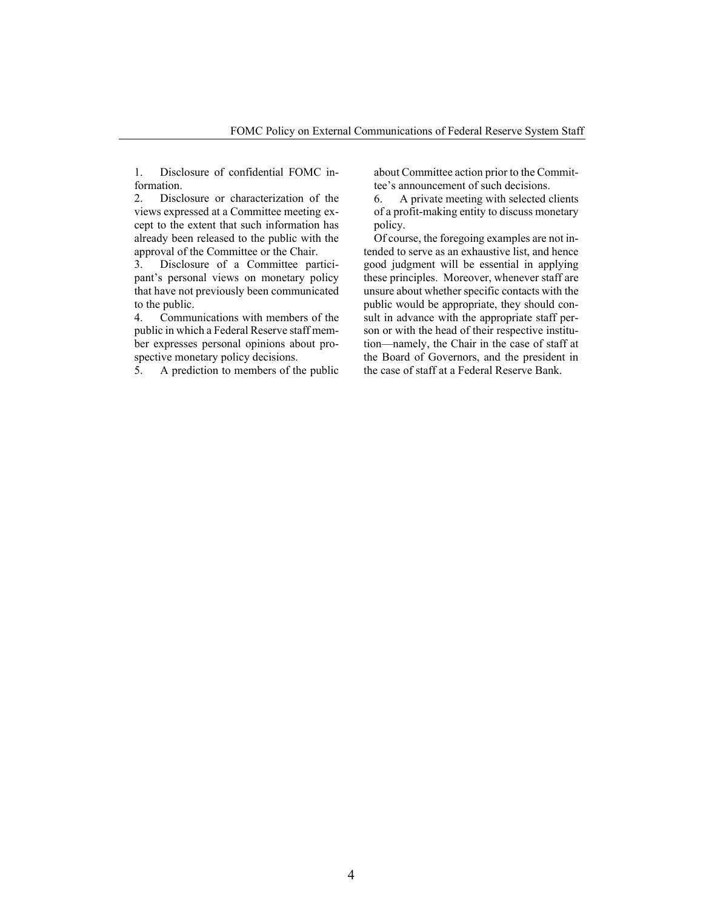1. Disclosure of confidential FOMC information.
2. Disclosure or characterization of the views expressed at a Committee meeting except to the extent that such information has already been released to the public with the approval of the Committee or the Chair.
3. Disclosure of a Committee participant's personal views on monetary policy that have not previously been communicated to the public.
4. Communications with members of the public in which a Federal Reserve staff member expresses personal opinions about prospective monetary policy decisions.
5. A prediction to members of the public about Committee action prior to the Committee's announcement of such decisions.
6. A private meeting with selected clients of a profit-making entity to discuss monetary policy.

Of course, the foregoing examples are not intended to serve as an exhaustive list, and hence good judgment will be essential in applying these principles. Moreover, whenever staff are unsure about whether specific contacts with the public would be appropriate, they should consult in advance with the appropriate staff person or with the head of their respective institution—namely, the Chair in the case of staff at the Board of Governors, and the president in the case of staff at a Federal Reserve Bank.